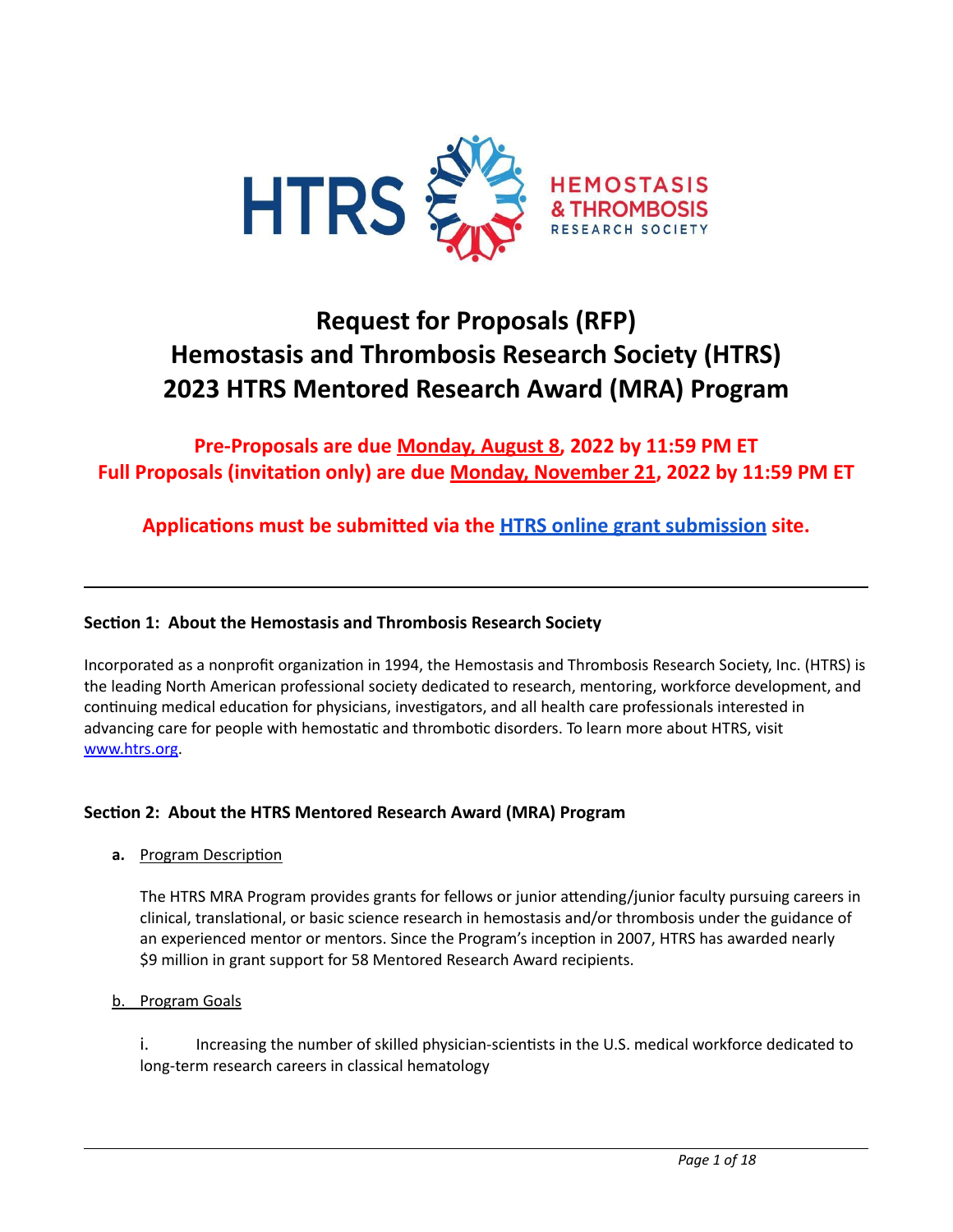# Request for Proposals (RFP)
# Hemostasis and Thrombosis Research Society (HTRS)
# 2023 HTRS Mentored Research Award (MRA) Program

**Pre-Proposals are due Monday, August 8, 2022 by 11:59 PM ET**
**Full Proposals (invitation only) are due Monday, November 21, 2022 by 11:59 PM ET**

**Applications must be submitted via the [HTRS online grant submission](#) site.**

---

## Section 1: About the Hemostasis and Thrombosis Research Society

Incorporated as a nonprofit organization in 1994, the Hemostasis and Thrombosis Research Society, Inc. (HTRS) is the leading North American professional society dedicated to research, mentoring, workforce development, and continuing medical education for physicians, investigators, and all health care professionals interested in advancing care for people with hemostatic and thrombotic disorders. To learn more about HTRS, visit [www.htrs.org](http://www.htrs.org).

## Section 2: About the HTRS Mentored Research Award (MRA) Program

**a.** Program Description

The HTRS MRA Program provides grants for fellows or junior attending/junior faculty pursuing careers in clinical, translational, or basic science research in hemostasis and/or thrombosis under the guidance of an experienced mentor or mentors. Since the Program's inception in 2007, HTRS has awarded nearly $9 million in grant support for 58 Mentored Research Award recipients.

b. Program Goals

i. Increasing the number of skilled physician-scientists in the U.S. medical workforce dedicated to long-term research careers in classical hematology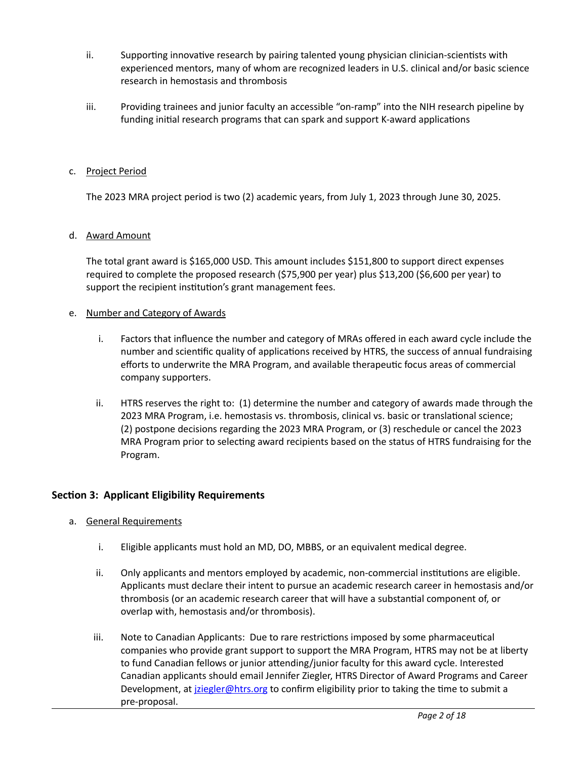ii. Supporting innovative research by pairing talented young physician clinician-scientists with experienced mentors, many of whom are recognized leaders in U.S. clinical and/or basic science research in hemostasis and thrombosis

iii. Providing trainees and junior faculty an accessible "on-ramp" into the NIH research pipeline by funding initial research programs that can spark and support K-award applications

c. <u>Project Period</u>

The 2023 MRA project period is two (2) academic years, from July 1, 2023 through June 30, 2025.

d. <u>Award Amount</u>

The total grant award is $165,000 USD. This amount includes $151,800 to support direct expenses required to complete the proposed research ($75,900 per year) plus $13,200 ($6,600 per year) to support the recipient institution's grant management fees.

e. <u>Number and Category of Awards</u>

i. Factors that influence the number and category of MRAs offered in each award cycle include the number and scientific quality of applications received by HTRS, the success of annual fundraising efforts to underwrite the MRA Program, and available therapeutic focus areas of commercial company supporters.

ii. HTRS reserves the right to: (1) determine the number and category of awards made through the 2023 MRA Program, i.e. hemostasis vs. thrombosis, clinical vs. basic or translational science; (2) postpone decisions regarding the 2023 MRA Program, or (3) reschedule or cancel the 2023 MRA Program prior to selecting award recipients based on the status of HTRS fundraising for the Program.

## Section 3: Applicant Eligibility Requirements

a. <u>General Requirements</u>

i. Eligible applicants must hold an MD, DO, MBBS, or an equivalent medical degree.

ii. Only applicants and mentors employed by academic, non-commercial institutions are eligible. Applicants must declare their intent to pursue an academic research career in hemostasis and/or thrombosis (or an academic research career that will have a substantial component of, or overlap with, hemostasis and/or thrombosis).

iii. Note to Canadian Applicants: Due to rare restrictions imposed by some pharmaceutical companies who provide grant support to support the MRA Program, HTRS may not be at liberty to fund Canadian fellows or junior attending/junior faculty for this award cycle. Interested Canadian applicants should email Jennifer Ziegler, HTRS Director of Award Programs and Career Development, at [jziegler@htrs.org](mailto:jziegler@htrs.org) to confirm eligibility prior to taking the time to submit a pre-proposal.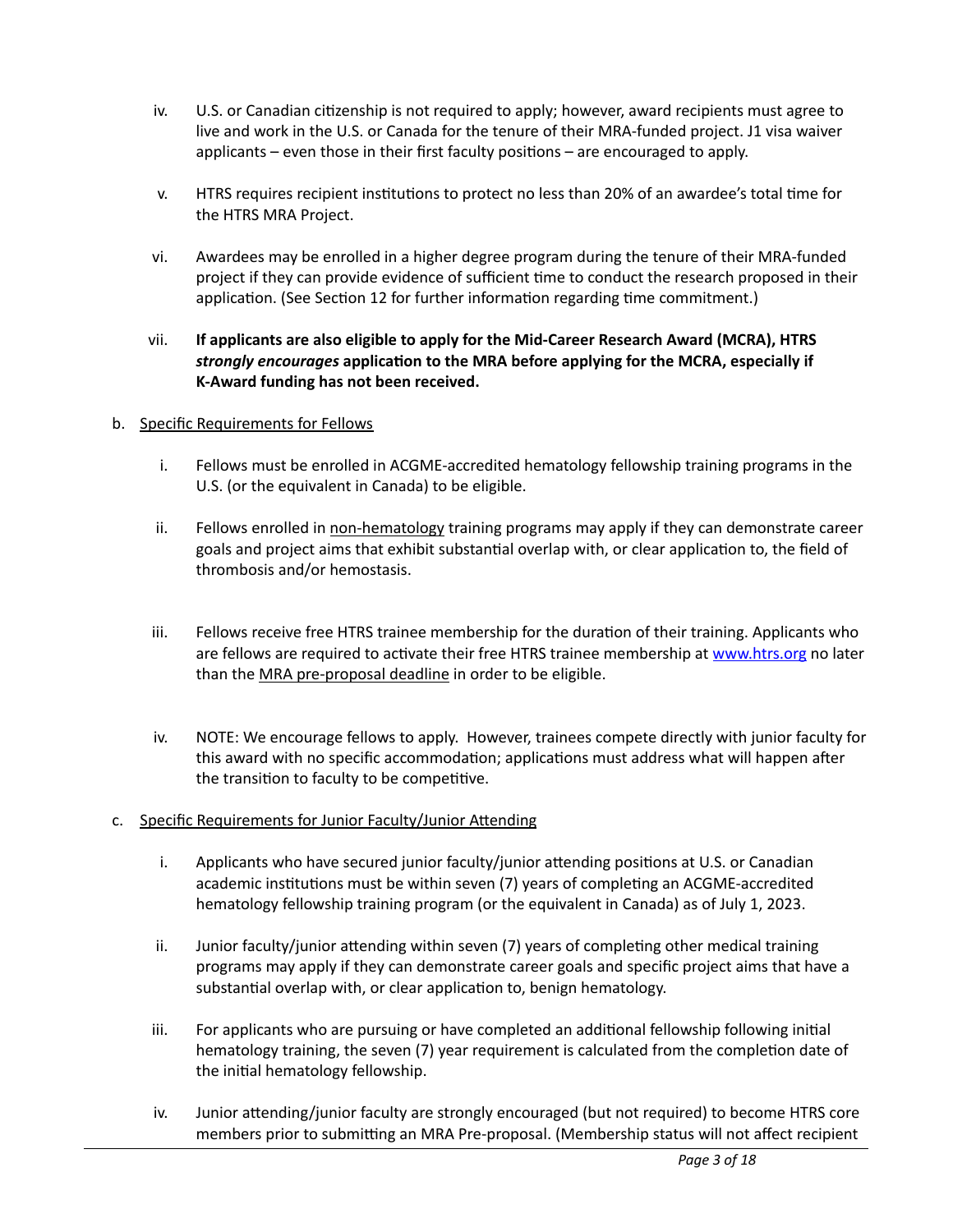iv. U.S. or Canadian citizenship is not required to apply; however, award recipients must agree to live and work in the U.S. or Canada for the tenure of their MRA-funded project. J1 visa waiver applicants – even those in their first faculty positions – are encouraged to apply.

v. HTRS requires recipient institutions to protect no less than 20% of an awardee's total time for the HTRS MRA Project.

vi. Awardees may be enrolled in a higher degree program during the tenure of their MRA-funded project if they can provide evidence of sufficient time to conduct the research proposed in their application. (See Section 12 for further information regarding time commitment.)

vii. **If applicants are also eligible to apply for the Mid-Career Research Award (MCRA), HTRS *strongly encourages* application to the MRA before applying for the MCRA, especially if K-Award funding has not been received.**

b. Specific Requirements for Fellows

i. Fellows must be enrolled in ACGME-accredited hematology fellowship training programs in the U.S. (or the equivalent in Canada) to be eligible.

ii. Fellows enrolled in non-hematology training programs may apply if they can demonstrate career goals and project aims that exhibit substantial overlap with, or clear application to, the field of thrombosis and/or hemostasis.

iii. Fellows receive free HTRS trainee membership for the duration of their training. Applicants who are fellows are required to activate their free HTRS trainee membership at [www.htrs.org](http://www.htrs.org) no later than the MRA pre-proposal deadline in order to be eligible.

iv. NOTE: We encourage fellows to apply. However, trainees compete directly with junior faculty for this award with no specific accommodation; applications must address what will happen after the transition to faculty to be competitive.

c. Specific Requirements for Junior Faculty/Junior Attending

i. Applicants who have secured junior faculty/junior attending positions at U.S. or Canadian academic institutions must be within seven (7) years of completing an ACGME-accredited hematology fellowship training program (or the equivalent in Canada) as of July 1, 2023.

ii. Junior faculty/junior attending within seven (7) years of completing other medical training programs may apply if they can demonstrate career goals and specific project aims that have a substantial overlap with, or clear application to, benign hematology.

iii. For applicants who are pursuing or have completed an additional fellowship following initial hematology training, the seven (7) year requirement is calculated from the completion date of the initial hematology fellowship.

iv. Junior attending/junior faculty are strongly encouraged (but not required) to become HTRS core members prior to submitting an MRA Pre-proposal. (Membership status will not affect recipient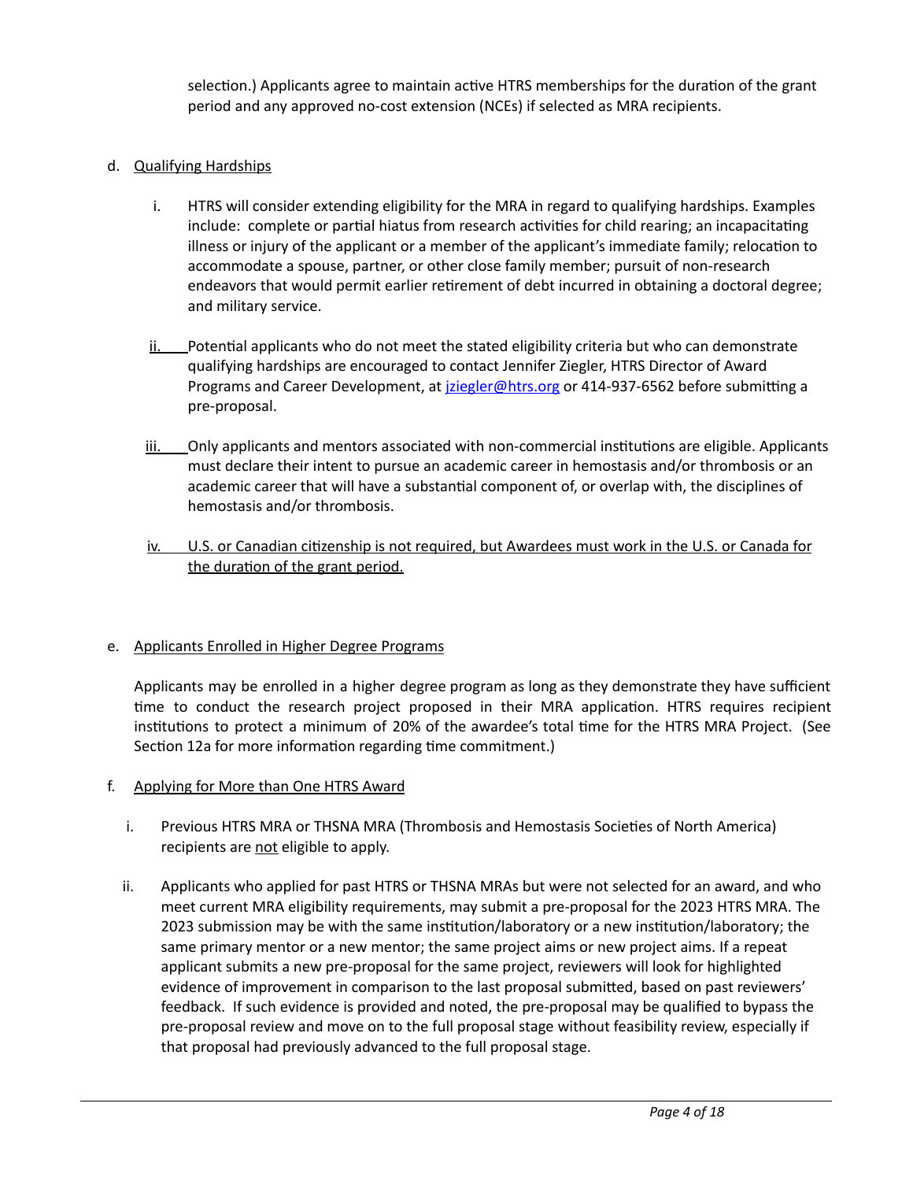selection.) Applicants agree to maintain active HTRS memberships for the duration of the grant period and any approved no-cost extension (NCEs) if selected as MRA recipients.

d. Qualifying Hardships

   i. HTRS will consider extending eligibility for the MRA in regard to qualifying hardships. Examples include: complete or partial hiatus from research activities for child rearing; an incapacitating illness or injury of the applicant or a member of the applicant's immediate family; relocation to accommodate a spouse, partner, or other close family member; pursuit of non-research endeavors that would permit earlier retirement of debt incurred in obtaining a doctoral degree; and military service.

   ii. Potential applicants who do not meet the stated eligibility criteria but who can demonstrate qualifying hardships are encouraged to contact Jennifer Ziegler, HTRS Director of Award Programs and Career Development, at [jziegler@htrs.org](mailto:jziegler@htrs.org) or 414-937-6562 before submitting a pre-proposal.

   iii. Only applicants and mentors associated with non-commercial institutions are eligible. Applicants must declare their intent to pursue an academic career in hemostasis and/or thrombosis or an academic career that will have a substantial component of, or overlap with, the disciplines of hemostasis and/or thrombosis.

   iv. U.S. or Canadian citizenship is not required, but Awardees must work in the U.S. or Canada for the duration of the grant period.

e. Applicants Enrolled in Higher Degree Programs

   Applicants may be enrolled in a higher degree program as long as they demonstrate they have sufficient time to conduct the research project proposed in their MRA application. HTRS requires recipient institutions to protect a minimum of 20% of the awardee's total time for the HTRS MRA Project. (See Section 12a for more information regarding time commitment.)

f. Applying for More than One HTRS Award

   i. Previous HTRS MRA or THSNA MRA (Thrombosis and Hemostasis Societies of North America) recipients are not eligible to apply.

   ii. Applicants who applied for past HTRS or THSNA MRAs but were not selected for an award, and who meet current MRA eligibility requirements, may submit a pre-proposal for the 2023 HTRS MRA. The 2023 submission may be with the same institution/laboratory or a new institution/laboratory; the same primary mentor or a new mentor; the same project aims or new project aims. If a repeat applicant submits a new pre-proposal for the same project, reviewers will look for highlighted evidence of improvement in comparison to the last proposal submitted, based on past reviewers' feedback. If such evidence is provided and noted, the pre-proposal may be qualified to bypass the pre-proposal review and move on to the full proposal stage without feasibility review, especially if that proposal had previously advanced to the full proposal stage.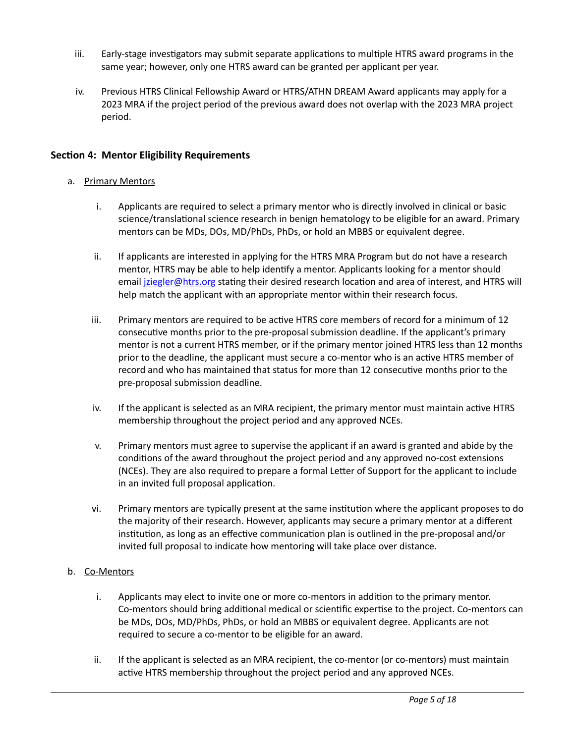iii. Early-stage investigators may submit separate applications to multiple HTRS award programs in the same year; however, only one HTRS award can be granted per applicant per year.

iv. Previous HTRS Clinical Fellowship Award or HTRS/ATHN DREAM Award applicants may apply for a 2023 MRA if the project period of the previous award does not overlap with the 2023 MRA project period.

## Section 4: Mentor Eligibility Requirements

a. Primary Mentors

i. Applicants are required to select a primary mentor who is directly involved in clinical or basic science/translational science research in benign hematology to be eligible for an award. Primary mentors can be MDs, DOs, MD/PhDs, PhDs, or hold an MBBS or equivalent degree.

ii. If applicants are interested in applying for the HTRS MRA Program but do not have a research mentor, HTRS may be able to help identify a mentor. Applicants looking for a mentor should email jziegler@htrs.org stating their desired research location and area of interest, and HTRS will help match the applicant with an appropriate mentor within their research focus.

iii. Primary mentors are required to be active HTRS core members of record for a minimum of 12 consecutive months prior to the pre-proposal submission deadline. If the applicant's primary mentor is not a current HTRS member, or if the primary mentor joined HTRS less than 12 months prior to the deadline, the applicant must secure a co-mentor who is an active HTRS member of record and who has maintained that status for more than 12 consecutive months prior to the pre-proposal submission deadline.

iv. If the applicant is selected as an MRA recipient, the primary mentor must maintain active HTRS membership throughout the project period and any approved NCEs.

v. Primary mentors must agree to supervise the applicant if an award is granted and abide by the conditions of the award throughout the project period and any approved no-cost extensions (NCEs). They are also required to prepare a formal Letter of Support for the applicant to include in an invited full proposal application.

vi. Primary mentors are typically present at the same institution where the applicant proposes to do the majority of their research. However, applicants may secure a primary mentor at a different institution, as long as an effective communication plan is outlined in the pre-proposal and/or invited full proposal to indicate how mentoring will take place over distance.

b. Co-Mentors

i. Applicants may elect to invite one or more co-mentors in addition to the primary mentor. Co-mentors should bring additional medical or scientific expertise to the project. Co-mentors can be MDs, DOs, MD/PhDs, PhDs, or hold an MBBS or equivalent degree. Applicants are not required to secure a co-mentor to be eligible for an award.

ii. If the applicant is selected as an MRA recipient, the co-mentor (or co-mentors) must maintain active HTRS membership throughout the project period and any approved NCEs.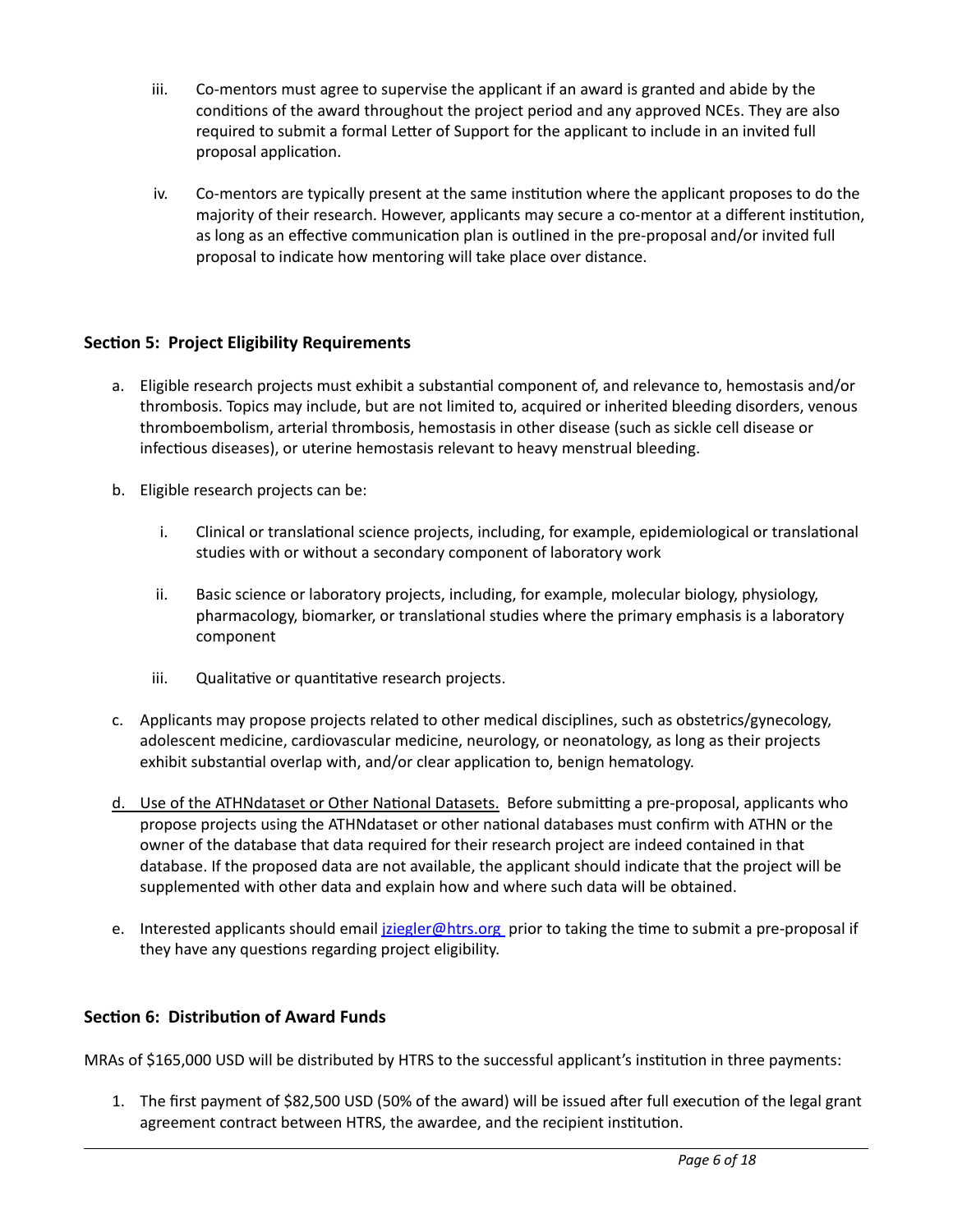iii. Co-mentors must agree to supervise the applicant if an award is granted and abide by the conditions of the award throughout the project period and any approved NCEs. They are also required to submit a formal Letter of Support for the applicant to include in an invited full proposal application.

iv. Co-mentors are typically present at the same institution where the applicant proposes to do the majority of their research. However, applicants may secure a co-mentor at a different institution, as long as an effective communication plan is outlined in the pre-proposal and/or invited full proposal to indicate how mentoring will take place over distance.

## Section 5: Project Eligibility Requirements

a. Eligible research projects must exhibit a substantial component of, and relevance to, hemostasis and/or thrombosis. Topics may include, but are not limited to, acquired or inherited bleeding disorders, venous thromboembolism, arterial thrombosis, hemostasis in other disease (such as sickle cell disease or infectious diseases), or uterine hemostasis relevant to heavy menstrual bleeding.

b. Eligible research projects can be:

   i. Clinical or translational science projects, including, for example, epidemiological or translational studies with or without a secondary component of laboratory work

   ii. Basic science or laboratory projects, including, for example, molecular biology, physiology, pharmacology, biomarker, or translational studies where the primary emphasis is a laboratory component

   iii. Qualitative or quantitative research projects.

c. Applicants may propose projects related to other medical disciplines, such as obstetrics/gynecology, adolescent medicine, cardiovascular medicine, neurology, or neonatology, as long as their projects exhibit substantial overlap with, and/or clear application to, benign hematology.

d. Use of the ATHNdataset or Other National Datasets. Before submitting a pre-proposal, applicants who propose projects using the ATHNdataset or other national databases must confirm with ATHN or the owner of the database that data required for their research project are indeed contained in that database. If the proposed data are not available, the applicant should indicate that the project will be supplemented with other data and explain how and where such data will be obtained.

e. Interested applicants should email jziegler@htrs.org prior to taking the time to submit a pre-proposal if they have any questions regarding project eligibility.

## Section 6: Distribution of Award Funds

MRAs of $165,000 USD will be distributed by HTRS to the successful applicant's institution in three payments:

1. The first payment of $82,500 USD (50% of the award) will be issued after full execution of the legal grant agreement contract between HTRS, the awardee, and the recipient institution.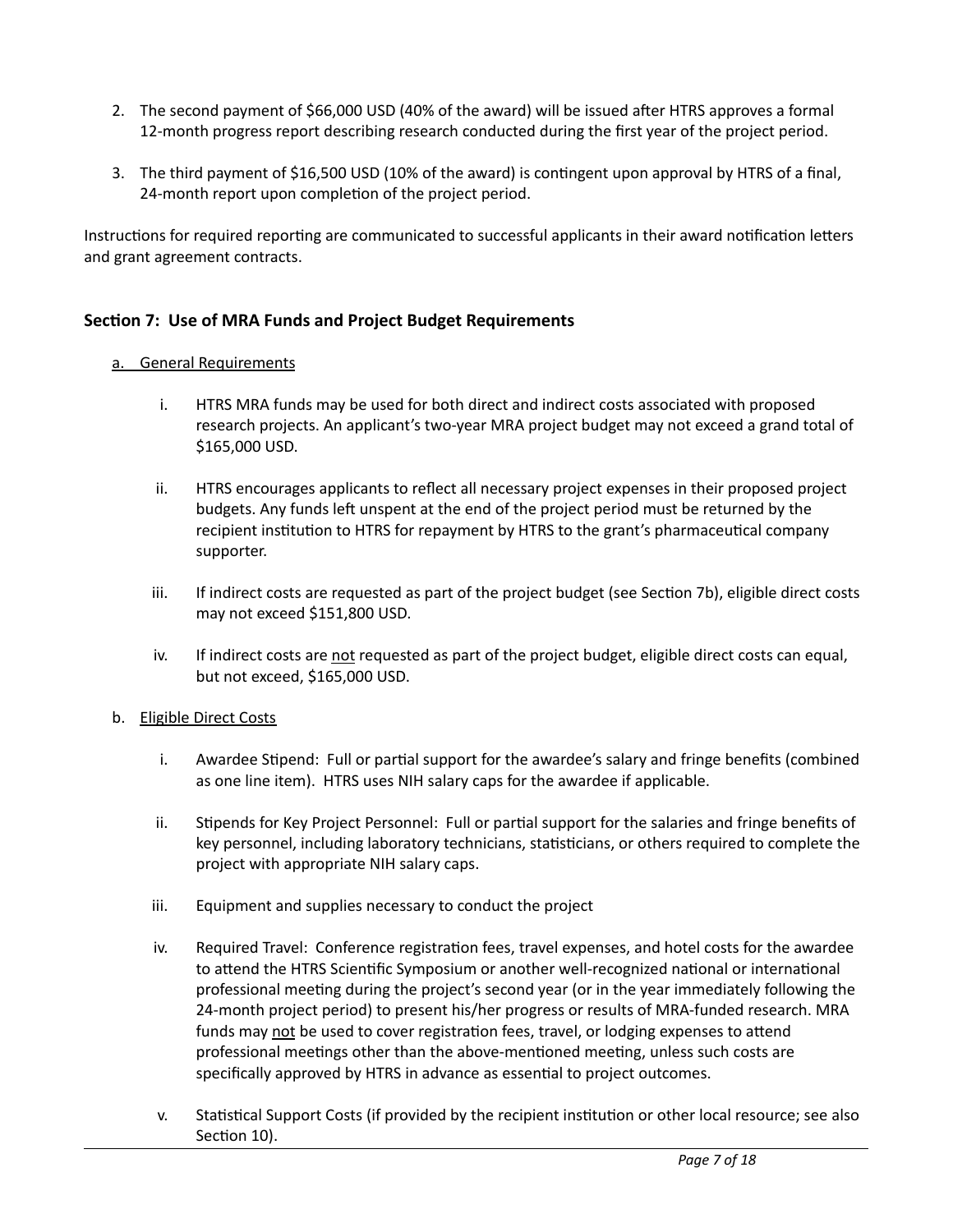2. The second payment of $66,000 USD (40% of the award) will be issued after HTRS approves a formal 12-month progress report describing research conducted during the first year of the project period.

3. The third payment of $16,500 USD (10% of the award) is contingent upon approval by HTRS of a final, 24-month report upon completion of the project period.

Instructions for required reporting are communicated to successful applicants in their award notification letters and grant agreement contracts.

## Section 7: Use of MRA Funds and Project Budget Requirements

a. General Requirements

   i. HTRS MRA funds may be used for both direct and indirect costs associated with proposed research projects. An applicant's two-year MRA project budget may not exceed a grand total of $165,000 USD.

   ii. HTRS encourages applicants to reflect all necessary project expenses in their proposed project budgets. Any funds left unspent at the end of the project period must be returned by the recipient institution to HTRS for repayment by HTRS to the grant's pharmaceutical company supporter.

   iii. If indirect costs are requested as part of the project budget (see Section 7b), eligible direct costs may not exceed $151,800 USD.

   iv. If indirect costs are not requested as part of the project budget, eligible direct costs can equal, but not exceed, $165,000 USD.

b. Eligible Direct Costs

   i. Awardee Stipend: Full or partial support for the awardee's salary and fringe benefits (combined as one line item). HTRS uses NIH salary caps for the awardee if applicable.

   ii. Stipends for Key Project Personnel: Full or partial support for the salaries and fringe benefits of key personnel, including laboratory technicians, statisticians, or others required to complete the project with appropriate NIH salary caps.

   iii. Equipment and supplies necessary to conduct the project

   iv. Required Travel: Conference registration fees, travel expenses, and hotel costs for the awardee to attend the HTRS Scientific Symposium or another well-recognized national or international professional meeting during the project's second year (or in the year immediately following the 24-month project period) to present his/her progress or results of MRA-funded research. MRA funds may not be used to cover registration fees, travel, or lodging expenses to attend professional meetings other than the above-mentioned meeting, unless such costs are specifically approved by HTRS in advance as essential to project outcomes.

   v. Statistical Support Costs (if provided by the recipient institution or other local resource; see also Section 10).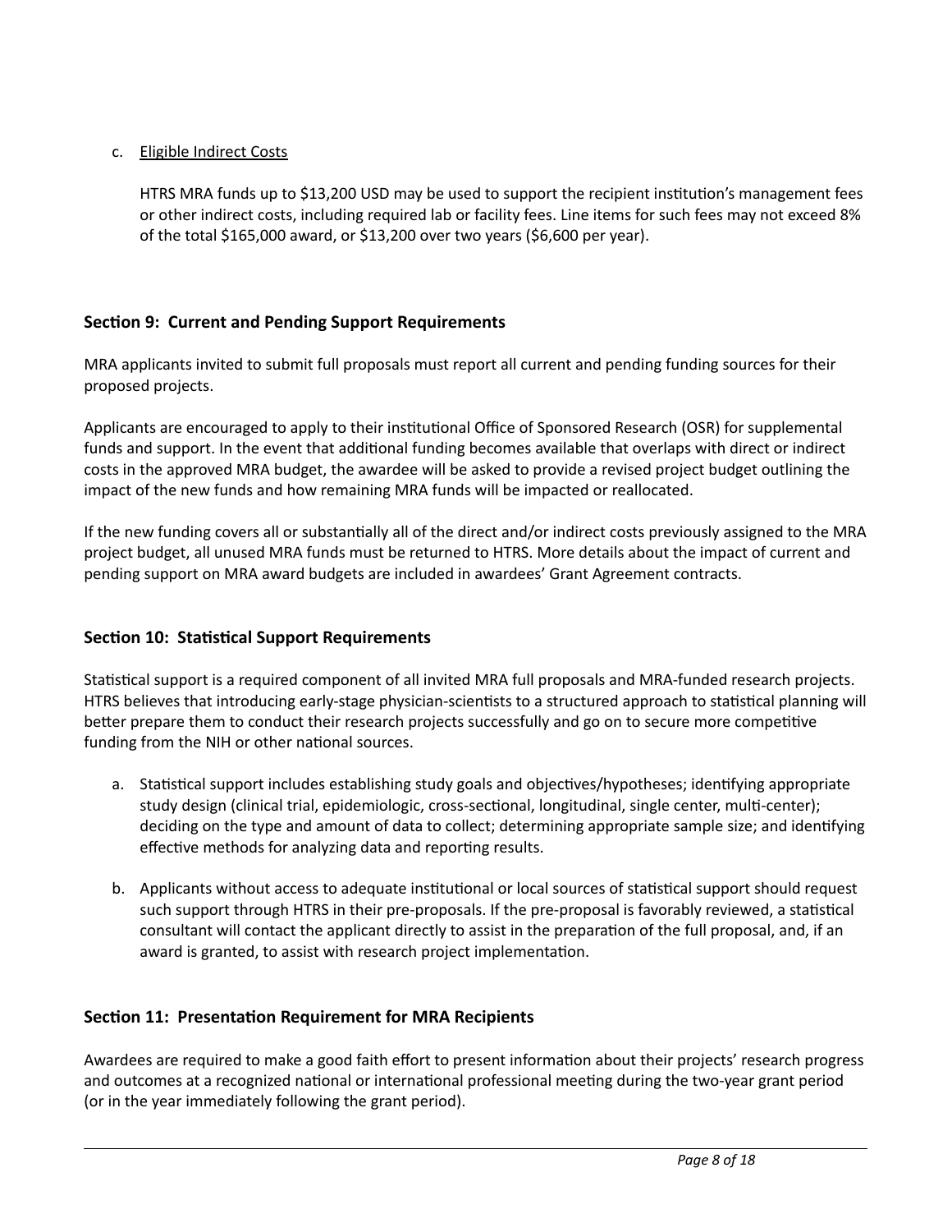c. <u>Eligible Indirect Costs</u>

   HTRS MRA funds up to $13,200 USD may be used to support the recipient institution's management fees or other indirect costs, including required lab or facility fees. Line items for such fees may not exceed 8% of the total $165,000 award, or $13,200 over two years ($6,600 per year).

## Section 9: Current and Pending Support Requirements

MRA applicants invited to submit full proposals must report all current and pending funding sources for their proposed projects.

Applicants are encouraged to apply to their institutional Office of Sponsored Research (OSR) for supplemental funds and support. In the event that additional funding becomes available that overlaps with direct or indirect costs in the approved MRA budget, the awardee will be asked to provide a revised project budget outlining the impact of the new funds and how remaining MRA funds will be impacted or reallocated.

If the new funding covers all or substantially all of the direct and/or indirect costs previously assigned to the MRA project budget, all unused MRA funds must be returned to HTRS. More details about the impact of current and pending support on MRA award budgets are included in awardees' Grant Agreement contracts.

## Section 10: Statistical Support Requirements

Statistical support is a required component of all invited MRA full proposals and MRA-funded research projects. HTRS believes that introducing early-stage physician-scientists to a structured approach to statistical planning will better prepare them to conduct their research projects successfully and go on to secure more competitive funding from the NIH or other national sources.

a. Statistical support includes establishing study goals and objectives/hypotheses; identifying appropriate study design (clinical trial, epidemiologic, cross-sectional, longitudinal, single center, multi-center); deciding on the type and amount of data to collect; determining appropriate sample size; and identifying effective methods for analyzing data and reporting results.

b. Applicants without access to adequate institutional or local sources of statistical support should request such support through HTRS in their pre-proposals. If the pre-proposal is favorably reviewed, a statistical consultant will contact the applicant directly to assist in the preparation of the full proposal, and, if an award is granted, to assist with research project implementation.

## Section 11: Presentation Requirement for MRA Recipients

Awardees are required to make a good faith effort to present information about their projects' research progress and outcomes at a recognized national or international professional meeting during the two-year grant period (or in the year immediately following the grant period).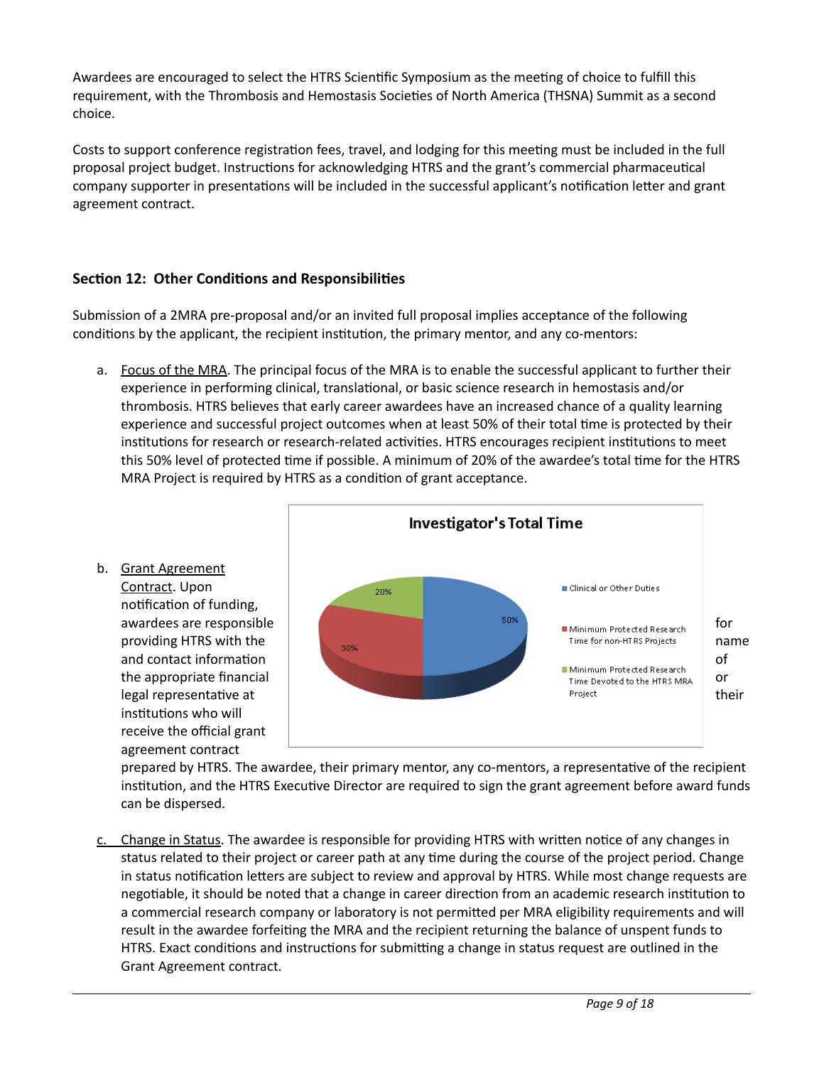Awardees are encouraged to select the HTRS Scientific Symposium as the meeting of choice to fulfill this requirement, with the Thrombosis and Hemostasis Societies of North America (THSNA) Summit as a second choice.

Costs to support conference registration fees, travel, and lodging for this meeting must be included in the full proposal project budget. Instructions for acknowledging HTRS and the grant's commercial pharmaceutical company supporter in presentations will be included in the successful applicant's notification letter and grant agreement contract.

## Section 12: Other Conditions and Responsibilities

Submission of a 2MRA pre-proposal and/or an invited full proposal implies acceptance of the following conditions by the applicant, the recipient institution, the primary mentor, and any co-mentors:

a. Focus of the MRA. The principal focus of the MRA is to enable the successful applicant to further their experience in performing clinical, translational, or basic science research in hemostasis and/or thrombosis. HTRS believes that early career awardees have an increased chance of a quality learning experience and successful project outcomes when at least 50% of their total time is protected by their institutions for research or research-related activities. HTRS encourages recipient institutions to meet this 50% level of protected time if possible. A minimum of 20% of the awardee's total time for the HTRS MRA Project is required by HTRS as a condition of grant acceptance.

b. Grant Agreement Contract. Upon notification of funding, awardees are responsible for providing HTRS with the name and contact information of the appropriate financial or legal representative at their institutions who will receive the official grant agreement contract prepared by HTRS. The awardee, their primary mentor, any co-mentors, a representative of the recipient institution, and the HTRS Executive Director are required to sign the grant agreement before award funds can be dispersed.

c. Change in Status. The awardee is responsible for providing HTRS with written notice of any changes in status related to their project or career path at any time during the course of the project period. Change in status notification letters are subject to review and approval by HTRS. While most change requests are negotiable, it should be noted that a change in career direction from an academic research institution to a commercial research company or laboratory is not permitted per MRA eligibility requirements and will result in the awardee forfeiting the MRA and the recipient returning the balance of unspent funds to HTRS. Exact conditions and instructions for submitting a change in status request are outlined in the Grant Agreement contract.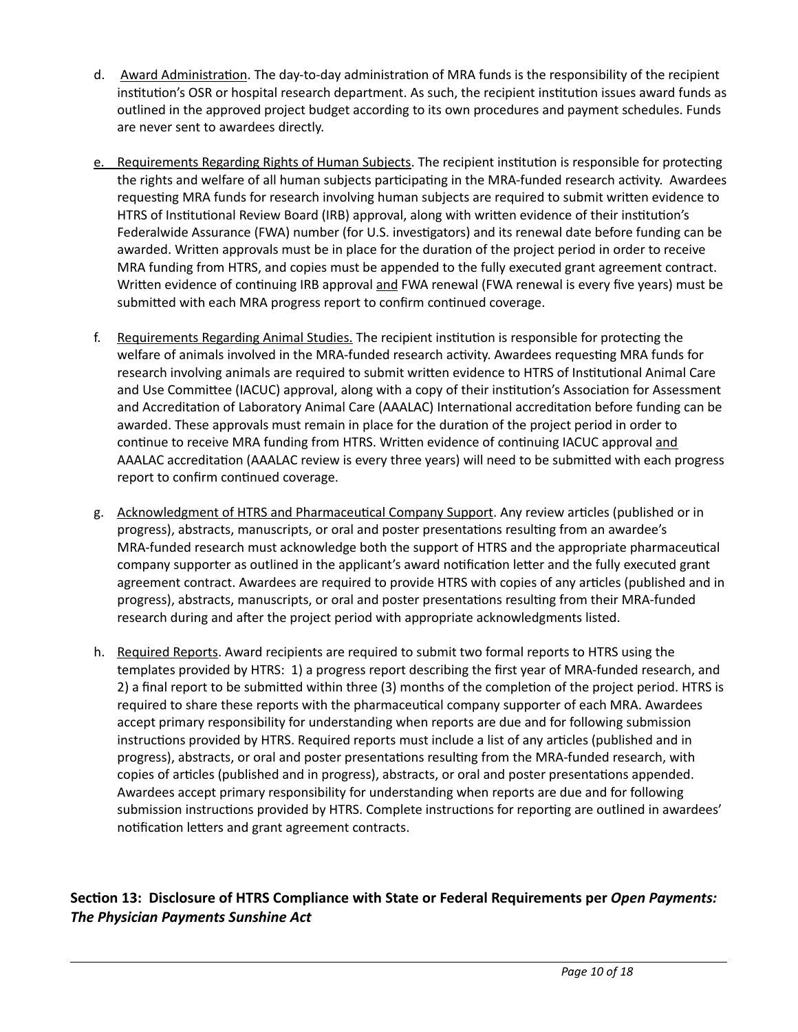d. Award Administration. The day-to-day administration of MRA funds is the responsibility of the recipient institution's OSR or hospital research department. As such, the recipient institution issues award funds as outlined in the approved project budget according to its own procedures and payment schedules. Funds are never sent to awardees directly.

e. Requirements Regarding Rights of Human Subjects. The recipient institution is responsible for protecting the rights and welfare of all human subjects participating in the MRA-funded research activity. Awardees requesting MRA funds for research involving human subjects are required to submit written evidence to HTRS of Institutional Review Board (IRB) approval, along with written evidence of their institution's Federalwide Assurance (FWA) number (for U.S. investigators) and its renewal date before funding can be awarded. Written approvals must be in place for the duration of the project period in order to receive MRA funding from HTRS, and copies must be appended to the fully executed grant agreement contract. Written evidence of continuing IRB approval and FWA renewal (FWA renewal is every five years) must be submitted with each MRA progress report to confirm continued coverage.

f. Requirements Regarding Animal Studies. The recipient institution is responsible for protecting the welfare of animals involved in the MRA-funded research activity. Awardees requesting MRA funds for research involving animals are required to submit written evidence to HTRS of Institutional Animal Care and Use Committee (IACUC) approval, along with a copy of their institution's Association for Assessment and Accreditation of Laboratory Animal Care (AAALAC) International accreditation before funding can be awarded. These approvals must remain in place for the duration of the project period in order to continue to receive MRA funding from HTRS. Written evidence of continuing IACUC approval and AAALAC accreditation (AAALAC review is every three years) will need to be submitted with each progress report to confirm continued coverage.

g. Acknowledgment of HTRS and Pharmaceutical Company Support. Any review articles (published or in progress), abstracts, manuscripts, or oral and poster presentations resulting from an awardee's MRA-funded research must acknowledge both the support of HTRS and the appropriate pharmaceutical company supporter as outlined in the applicant's award notification letter and the fully executed grant agreement contract. Awardees are required to provide HTRS with copies of any articles (published and in progress), abstracts, manuscripts, or oral and poster presentations resulting from their MRA-funded research during and after the project period with appropriate acknowledgments listed.

h. Required Reports. Award recipients are required to submit two formal reports to HTRS using the templates provided by HTRS: 1) a progress report describing the first year of MRA-funded research, and 2) a final report to be submitted within three (3) months of the completion of the project period. HTRS is required to share these reports with the pharmaceutical company supporter of each MRA. Awardees accept primary responsibility for understanding when reports are due and for following submission instructions provided by HTRS. Required reports must include a list of any articles (published and in progress), abstracts, or oral and poster presentations resulting from the MRA-funded research, with copies of articles (published and in progress), abstracts, or oral and poster presentations appended. Awardees accept primary responsibility for understanding when reports are due and for following submission instructions provided by HTRS. Complete instructions for reporting are outlined in awardees' notification letters and grant agreement contracts.

## Section 13: Disclosure of HTRS Compliance with State or Federal Requirements per *Open Payments: The Physician Payments Sunshine Act*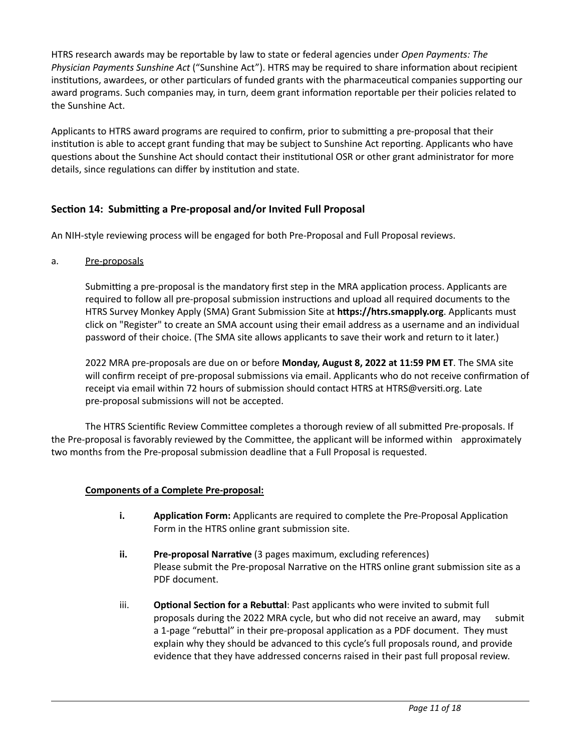HTRS research awards may be reportable by law to state or federal agencies under *Open Payments: The Physician Payments Sunshine Act* ("Sunshine Act"). HTRS may be required to share information about recipient institutions, awardees, or other particulars of funded grants with the pharmaceutical companies supporting our award programs. Such companies may, in turn, deem grant information reportable per their policies related to the Sunshine Act.

Applicants to HTRS award programs are required to confirm, prior to submitting a pre-proposal that their institution is able to accept grant funding that may be subject to Sunshine Act reporting. Applicants who have questions about the Sunshine Act should contact their institutional OSR or other grant administrator for more details, since regulations can differ by institution and state.

## Section 14: Submitting a Pre-proposal and/or Invited Full Proposal

An NIH-style reviewing process will be engaged for both Pre-Proposal and Full Proposal reviews.

a. <u>Pre-proposals</u>

Submitting a pre-proposal is the mandatory first step in the MRA application process. Applicants are required to follow all pre-proposal submission instructions and upload all required documents to the HTRS Survey Monkey Apply (SMA) Grant Submission Site at **https://htrs.smapply.org**. Applicants must click on "Register" to create an SMA account using their email address as a username and an individual password of their choice. (The SMA site allows applicants to save their work and return to it later.)

2022 MRA pre-proposals are due on or before **Monday, August 8, 2022 at 11:59 PM ET**. The SMA site will confirm receipt of pre-proposal submissions via email. Applicants who do not receive confirmation of receipt via email within 72 hours of submission should contact HTRS at HTRS@versiti.org. Late pre-proposal submissions will not be accepted.

The HTRS Scientific Review Committee completes a thorough review of all submitted Pre-proposals. If the Pre-proposal is favorably reviewed by the Committee, the applicant will be informed within approximately two months from the Pre-proposal submission deadline that a Full Proposal is requested.

**<u>Components of a Complete Pre-proposal:</u>**

- **i. Application Form:** Applicants are required to complete the Pre-Proposal Application Form in the HTRS online grant submission site.
- **ii. Pre-proposal Narrative** (3 pages maximum, excluding references)
  Please submit the Pre-proposal Narrative on the HTRS online grant submission site as a PDF document.
- iii. **Optional Section for a Rebuttal**: Past applicants who were invited to submit full proposals during the 2022 MRA cycle, but who did not receive an award, may submit a 1-page "rebuttal" in their pre-proposal application as a PDF document. They must explain why they should be advanced to this cycle's full proposals round, and provide evidence that they have addressed concerns raised in their past full proposal review.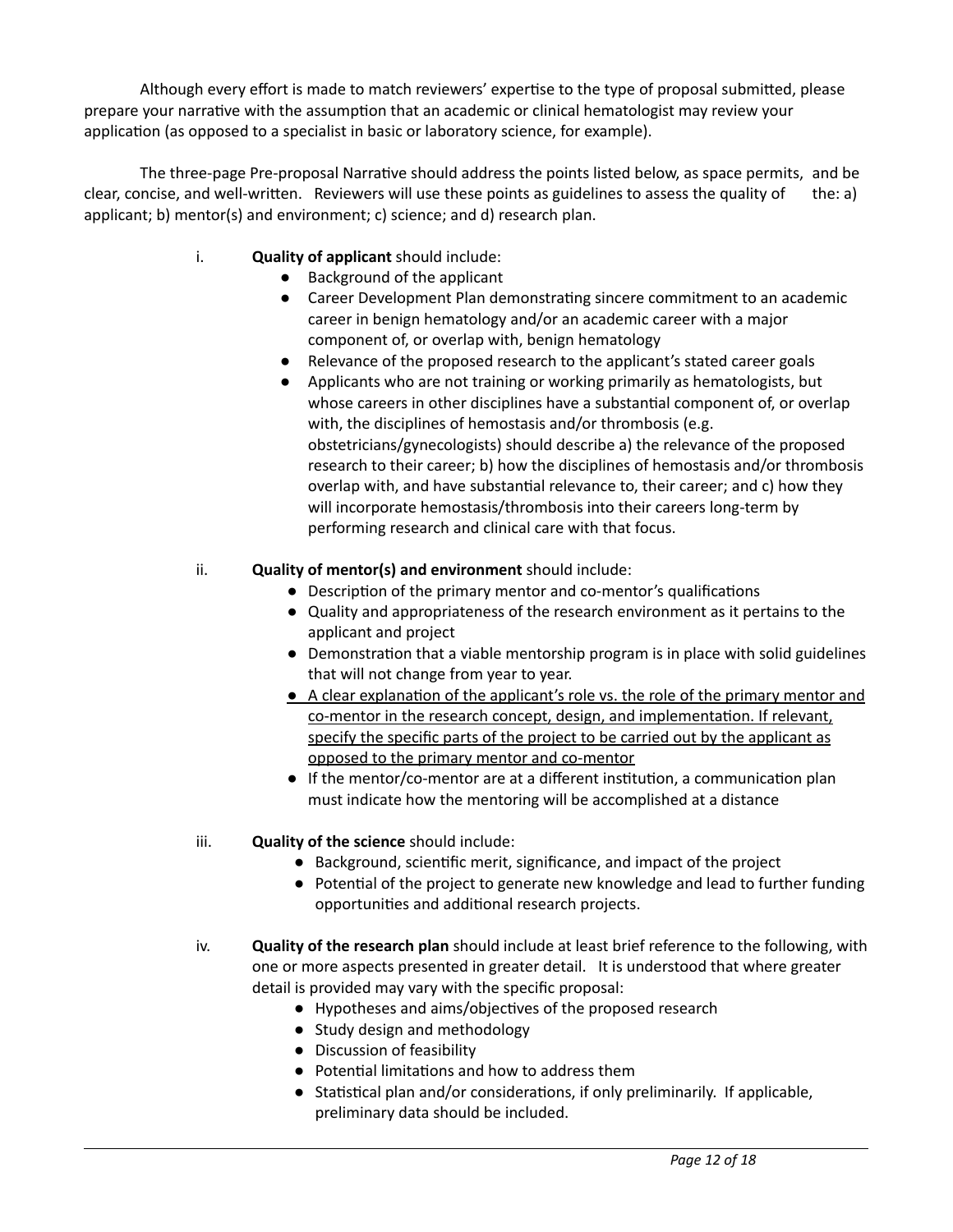Although every effort is made to match reviewers' expertise to the type of proposal submitted, please prepare your narrative with the assumption that an academic or clinical hematologist may review your application (as opposed to a specialist in basic or laboratory science, for example).

The three-page Pre-proposal Narrative should address the points listed below, as space permits, and be clear, concise, and well-written. Reviewers will use these points as guidelines to assess the quality of the: a) applicant; b) mentor(s) and environment; c) science; and d) research plan.

i. **Quality of applicant** should include:
   - Background of the applicant
   - Career Development Plan demonstrating sincere commitment to an academic career in benign hematology and/or an academic career with a major component of, or overlap with, benign hematology
   - Relevance of the proposed research to the applicant's stated career goals
   - Applicants who are not training or working primarily as hematologists, but whose careers in other disciplines have a substantial component of, or overlap with, the disciplines of hemostasis and/or thrombosis (e.g. obstetricians/gynecologists) should describe a) the relevance of the proposed research to their career; b) how the disciplines of hemostasis and/or thrombosis overlap with, and have substantial relevance to, their career; and c) how they will incorporate hemostasis/thrombosis into their careers long-term by performing research and clinical care with that focus.

ii. **Quality of mentor(s) and environment** should include:
   - Description of the primary mentor and co-mentor's qualifications
   - Quality and appropriateness of the research environment as it pertains to the applicant and project
   - Demonstration that a viable mentorship program is in place with solid guidelines that will not change from year to year.
   - <u>A clear explanation of the applicant's role vs. the role of the primary mentor and co-mentor in the research concept, design, and implementation. If relevant, specify the specific parts of the project to be carried out by the applicant as opposed to the primary mentor and co-mentor</u>
   - If the mentor/co-mentor are at a different institution, a communication plan must indicate how the mentoring will be accomplished at a distance

iii. **Quality of the science** should include:
   - Background, scientific merit, significance, and impact of the project
   - Potential of the project to generate new knowledge and lead to further funding opportunities and additional research projects.

iv. **Quality of the research plan** should include at least brief reference to the following, with one or more aspects presented in greater detail. It is understood that where greater detail is provided may vary with the specific proposal:
   - Hypotheses and aims/objectives of the proposed research
   - Study design and methodology
   - Discussion of feasibility
   - Potential limitations and how to address them
   - Statistical plan and/or considerations, if only preliminarily. If applicable, preliminary data should be included.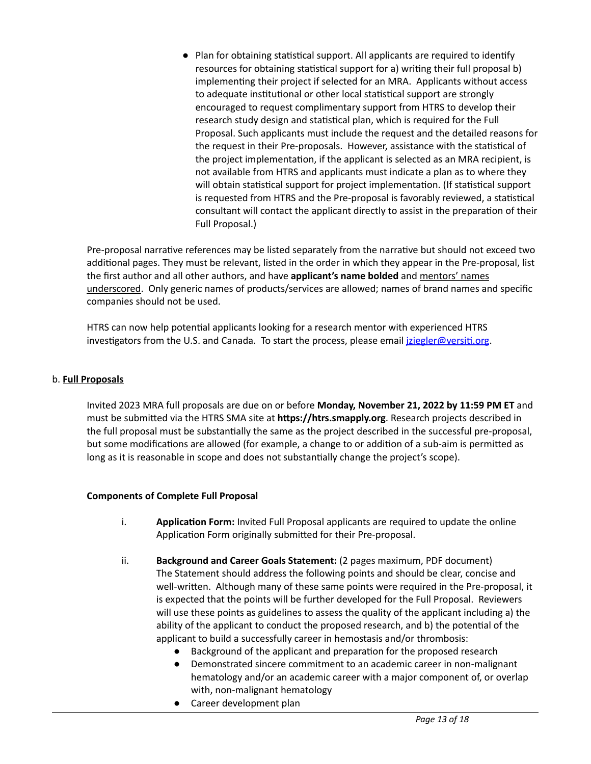- Plan for obtaining statistical support. All applicants are required to identify resources for obtaining statistical support for a) writing their full proposal b) implementing their project if selected for an MRA. Applicants without access to adequate institutional or other local statistical support are strongly encouraged to request complimentary support from HTRS to develop their research study design and statistical plan, which is required for the Full Proposal. Such applicants must include the request and the detailed reasons for the request in their Pre-proposals. However, assistance with the statistical of the project implementation, if the applicant is selected as an MRA recipient, is not available from HTRS and applicants must indicate a plan as to where they will obtain statistical support for project implementation. (If statistical support is requested from HTRS and the Pre-proposal is favorably reviewed, a statistical consultant will contact the applicant directly to assist in the preparation of their Full Proposal.)

Pre-proposal narrative references may be listed separately from the narrative but should not exceed two additional pages. They must be relevant, listed in the order in which they appear in the Pre-proposal, list the first author and all other authors, and have **applicant's name bolded** and <u>mentors' names underscored</u>. Only generic names of products/services are allowed; names of brand names and specific companies should not be used.

HTRS can now help potential applicants looking for a research mentor with experienced HTRS investigators from the U.S. and Canada. To start the process, please email jziegler@versiti.org.

b. **<u>Full Proposals</u>**

Invited 2023 MRA full proposals are due on or before **Monday, November 21, 2022 by 11:59 PM ET** and must be submitted via the HTRS SMA site at **https://htrs.smapply.org**. Research projects described in the full proposal must be substantially the same as the project described in the successful pre-proposal, but some modifications are allowed (for example, a change to or addition of a sub-aim is permitted as long as it is reasonable in scope and does not substantially change the project's scope).

**Components of Complete Full Proposal**

i. **Application Form:** Invited Full Proposal applicants are required to update the online Application Form originally submitted for their Pre-proposal.

ii. **Background and Career Goals Statement:** (2 pages maximum, PDF document) The Statement should address the following points and should be clear, concise and well-written. Although many of these same points were required in the Pre-proposal, it is expected that the points will be further developed for the Full Proposal. Reviewers will use these points as guidelines to assess the quality of the applicant including a) the ability of the applicant to conduct the proposed research, and b) the potential of the applicant to build a successfully career in hemostasis and/or thrombosis:
   - Background of the applicant and preparation for the proposed research
   - Demonstrated sincere commitment to an academic career in non-malignant hematology and/or an academic career with a major component of, or overlap with, non-malignant hematology
   - Career development plan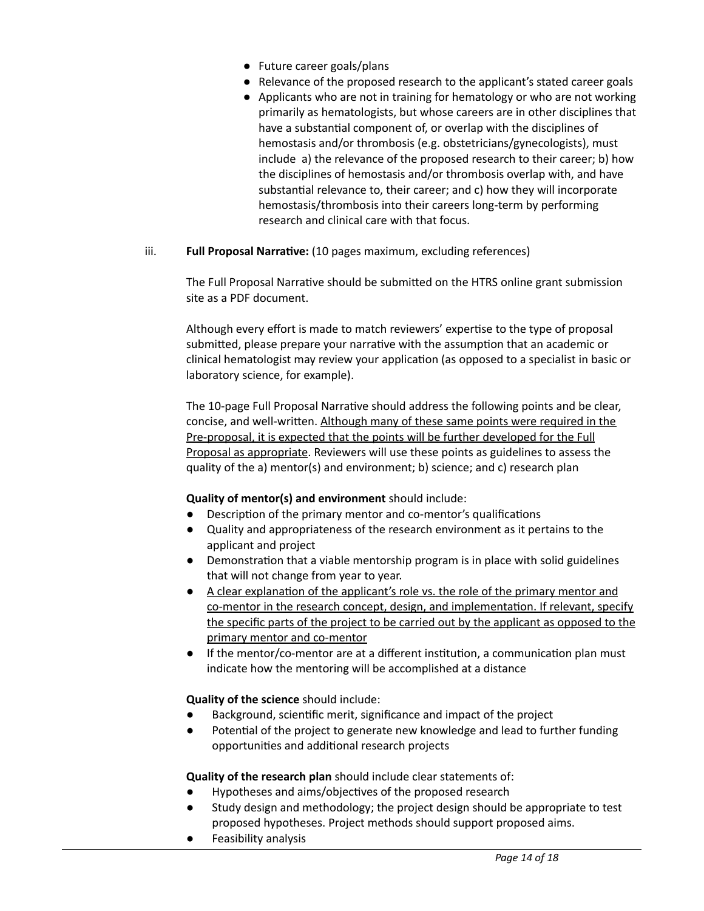- Future career goals/plans
- Relevance of the proposed research to the applicant's stated career goals
- Applicants who are not in training for hematology or who are not working primarily as hematologists, but whose careers are in other disciplines that have a substantial component of, or overlap with the disciplines of hemostasis and/or thrombosis (e.g. obstetricians/gynecologists), must include a) the relevance of the proposed research to their career; b) how the disciplines of hemostasis and/or thrombosis overlap with, and have substantial relevance to, their career; and c) how they will incorporate hemostasis/thrombosis into their careers long-term by performing research and clinical care with that focus.

iii. **Full Proposal Narrative:** (10 pages maximum, excluding references)

The Full Proposal Narrative should be submitted on the HTRS online grant submission site as a PDF document.

Although every effort is made to match reviewers' expertise to the type of proposal submitted, please prepare your narrative with the assumption that an academic or clinical hematologist may review your application (as opposed to a specialist in basic or laboratory science, for example).

The 10-page Full Proposal Narrative should address the following points and be clear, concise, and well-written. <u>Although many of these same points were required in the Pre-proposal, it is expected that the points will be further developed for the Full Proposal as appropriate</u>. Reviewers will use these points as guidelines to assess the quality of the a) mentor(s) and environment; b) science; and c) research plan

**Quality of mentor(s) and environment** should include:

- Description of the primary mentor and co-mentor's qualifications
- Quality and appropriateness of the research environment as it pertains to the applicant and project
- Demonstration that a viable mentorship program is in place with solid guidelines that will not change from year to year.
- <u>A clear explanation of the applicant's role vs. the role of the primary mentor and co-mentor in the research concept, design, and implementation. If relevant, specify the specific parts of the project to be carried out by the applicant as opposed to the primary mentor and co-mentor</u>
- If the mentor/co-mentor are at a different institution, a communication plan must indicate how the mentoring will be accomplished at a distance

**Quality of the science** should include:

- Background, scientific merit, significance and impact of the project
- Potential of the project to generate new knowledge and lead to further funding opportunities and additional research projects

**Quality of the research plan** should include clear statements of:

- Hypotheses and aims/objectives of the proposed research
- Study design and methodology; the project design should be appropriate to test proposed hypotheses. Project methods should support proposed aims.
- Feasibility analysis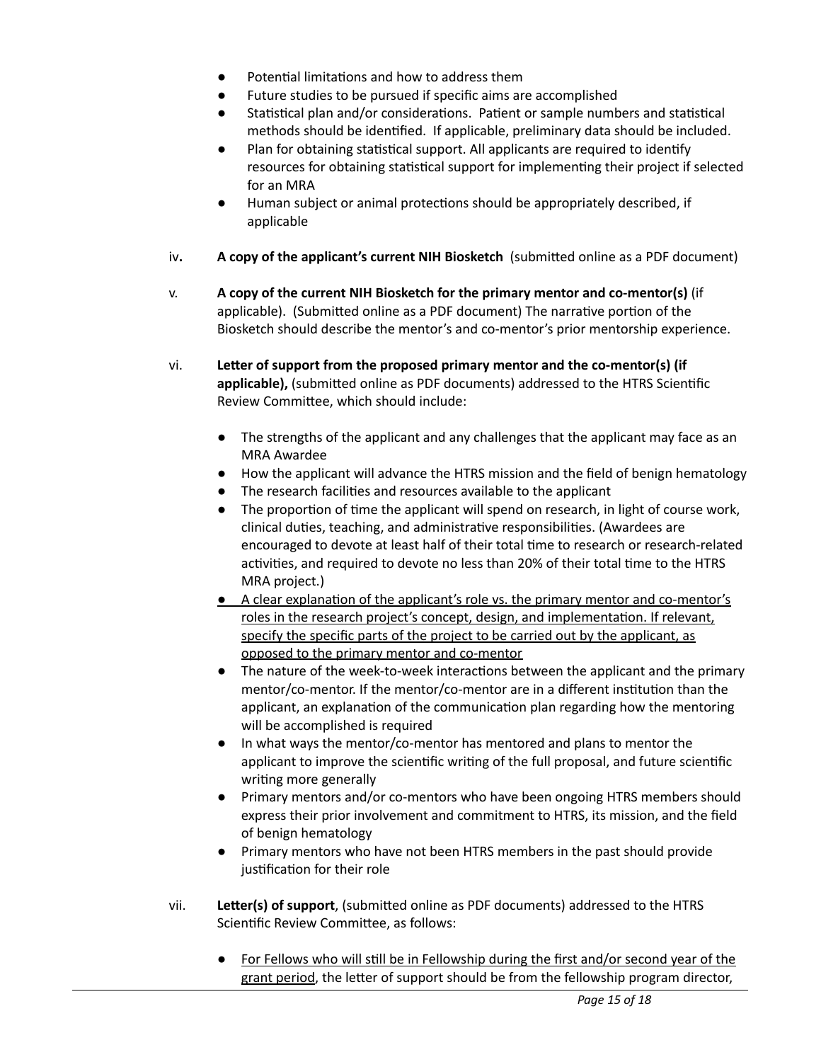- Potential limitations and how to address them
- Future studies to be pursued if specific aims are accomplished
- Statistical plan and/or considerations. Patient or sample numbers and statistical methods should be identified. If applicable, preliminary data should be included.
- Plan for obtaining statistical support. All applicants are required to identify resources for obtaining statistical support for implementing their project if selected for an MRA
- Human subject or animal protections should be appropriately described, if applicable

iv. **A copy of the applicant's current NIH Biosketch** (submitted online as a PDF document)

v. **A copy of the current NIH Biosketch for the primary mentor and co-mentor(s)** (if applicable). (Submitted online as a PDF document) The narrative portion of the Biosketch should describe the mentor's and co-mentor's prior mentorship experience.

vi. **Letter of support from the proposed primary mentor and the co-mentor(s) (if applicable),** (submitted online as PDF documents) addressed to the HTRS Scientific Review Committee, which should include:

- The strengths of the applicant and any challenges that the applicant may face as an MRA Awardee
- How the applicant will advance the HTRS mission and the field of benign hematology
- The research facilities and resources available to the applicant
- The proportion of time the applicant will spend on research, in light of course work, clinical duties, teaching, and administrative responsibilities. (Awardees are encouraged to devote at least half of their total time to research or research-related activities, and required to devote no less than 20% of their total time to the HTRS MRA project.)
- <u>A clear explanation of the applicant's role vs. the primary mentor and co-mentor's roles in the research project's concept, design, and implementation. If relevant, specify the specific parts of the project to be carried out by the applicant, as opposed to the primary mentor and co-mentor</u>
- The nature of the week-to-week interactions between the applicant and the primary mentor/co-mentor. If the mentor/co-mentor are in a different institution than the applicant, an explanation of the communication plan regarding how the mentoring will be accomplished is required
- In what ways the mentor/co-mentor has mentored and plans to mentor the applicant to improve the scientific writing of the full proposal, and future scientific writing more generally
- Primary mentors and/or co-mentors who have been ongoing HTRS members should express their prior involvement and commitment to HTRS, its mission, and the field of benign hematology
- Primary mentors who have not been HTRS members in the past should provide justification for their role

vii. **Letter(s) of support**, (submitted online as PDF documents) addressed to the HTRS Scientific Review Committee, as follows:

- <u>For Fellows who will still be in Fellowship during the first and/or second year of the grant period</u>, the letter of support should be from the fellowship program director,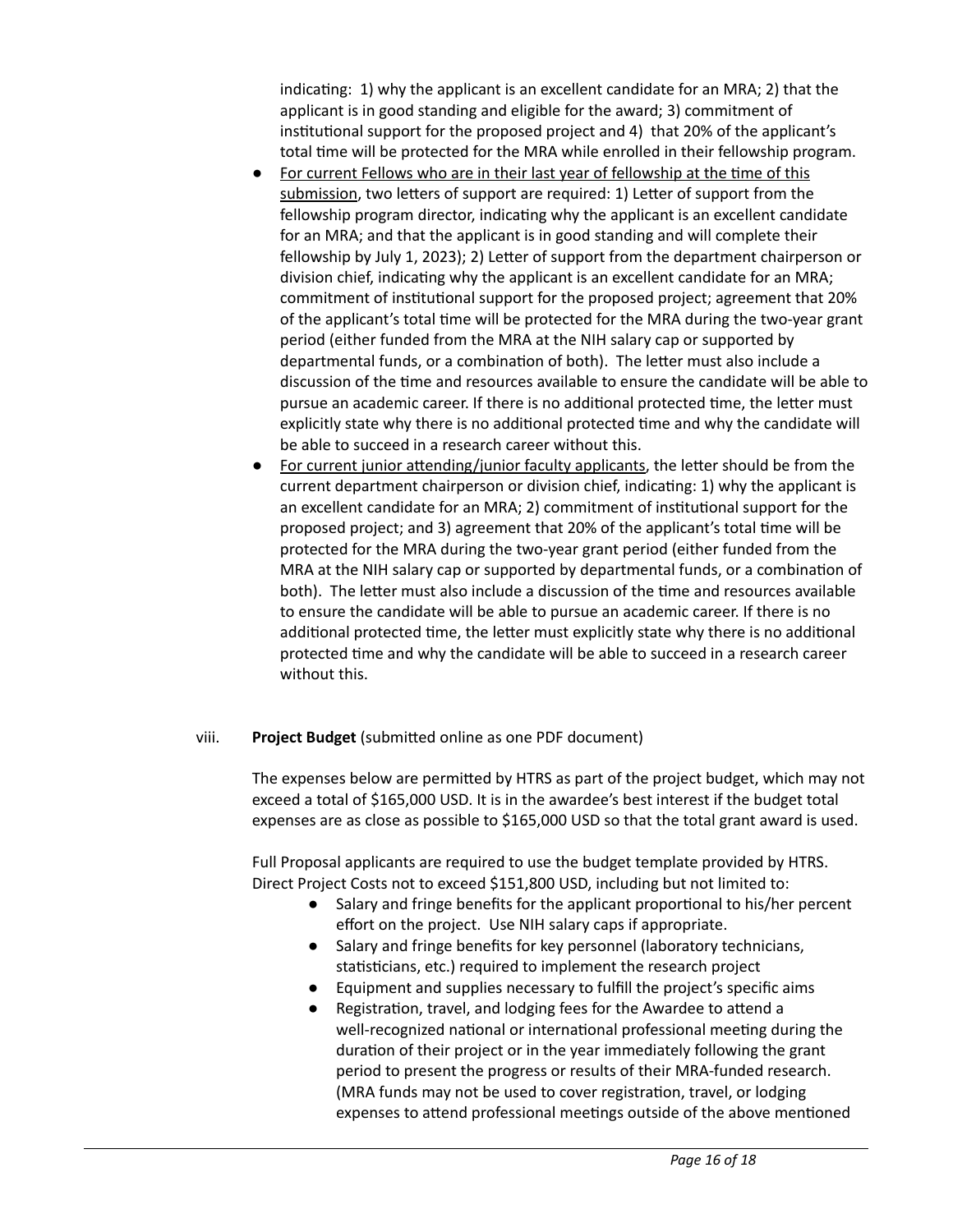indicating: 1) why the applicant is an excellent candidate for an MRA; 2) that the applicant is in good standing and eligible for the award; 3) commitment of institutional support for the proposed project and 4) that 20% of the applicant's total time will be protected for the MRA while enrolled in their fellowship program.

- <u>For current Fellows who are in their last year of fellowship at the time of this submission</u>, two letters of support are required: 1) Letter of support from the fellowship program director, indicating why the applicant is an excellent candidate for an MRA; and that the applicant is in good standing and will complete their fellowship by July 1, 2023); 2) Letter of support from the department chairperson or division chief, indicating why the applicant is an excellent candidate for an MRA; commitment of institutional support for the proposed project; agreement that 20% of the applicant's total time will be protected for the MRA during the two-year grant period (either funded from the MRA at the NIH salary cap or supported by departmental funds, or a combination of both). The letter must also include a discussion of the time and resources available to ensure the candidate will be able to pursue an academic career. If there is no additional protected time, the letter must explicitly state why there is no additional protected time and why the candidate will be able to succeed in a research career without this.
- <u>For current junior attending/junior faculty applicants</u>, the letter should be from the current department chairperson or division chief, indicating: 1) why the applicant is an excellent candidate for an MRA; 2) commitment of institutional support for the proposed project; and 3) agreement that 20% of the applicant's total time will be protected for the MRA during the two-year grant period (either funded from the MRA at the NIH salary cap or supported by departmental funds, or a combination of both). The letter must also include a discussion of the time and resources available to ensure the candidate will be able to pursue an academic career. If there is no additional protected time, the letter must explicitly state why there is no additional protected time and why the candidate will be able to succeed in a research career without this.

viii. **Project Budget** (submitted online as one PDF document)

The expenses below are permitted by HTRS as part of the project budget, which may not exceed a total of $165,000 USD. It is in the awardee's best interest if the budget total expenses are as close as possible to $165,000 USD so that the total grant award is used.

Full Proposal applicants are required to use the budget template provided by HTRS. Direct Project Costs not to exceed $151,800 USD, including but not limited to:

- Salary and fringe benefits for the applicant proportional to his/her percent effort on the project. Use NIH salary caps if appropriate.
- Salary and fringe benefits for key personnel (laboratory technicians, statisticians, etc.) required to implement the research project
- Equipment and supplies necessary to fulfill the project's specific aims
- Registration, travel, and lodging fees for the Awardee to attend a well-recognized national or international professional meeting during the duration of their project or in the year immediately following the grant period to present the progress or results of their MRA-funded research. (MRA funds may not be used to cover registration, travel, or lodging expenses to attend professional meetings outside of the above mentioned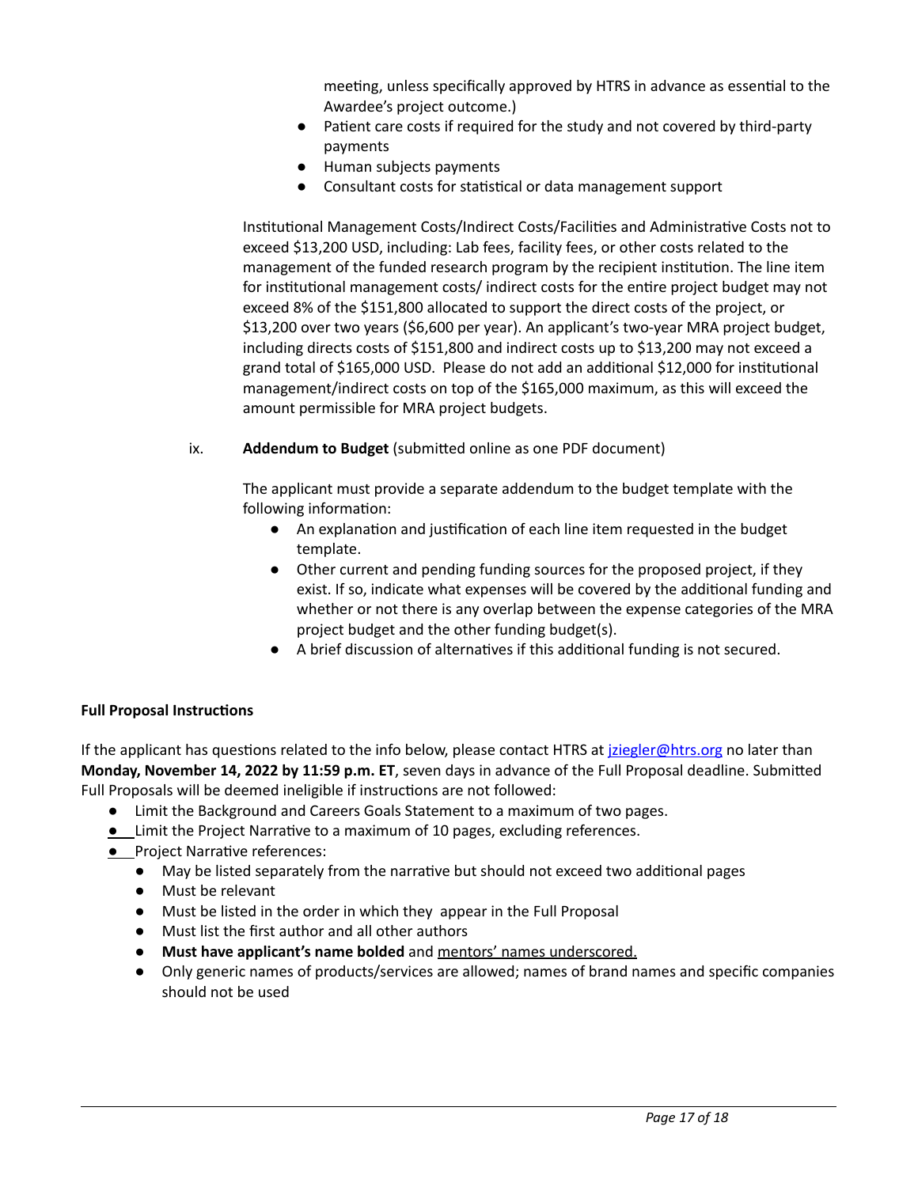meeting, unless specifically approved by HTRS in advance as essential to the Awardee's project outcome.)

- Patient care costs if required for the study and not covered by third-party payments
- Human subjects payments
- Consultant costs for statistical or data management support

Institutional Management Costs/Indirect Costs/Facilities and Administrative Costs not to exceed $13,200 USD, including: Lab fees, facility fees, or other costs related to the management of the funded research program by the recipient institution. The line item for institutional management costs/ indirect costs for the entire project budget may not exceed 8% of the $151,800 allocated to support the direct costs of the project, or $13,200 over two years ($6,600 per year). An applicant's two-year MRA project budget, including directs costs of $151,800 and indirect costs up to $13,200 may not exceed a grand total of $165,000 USD. Please do not add an additional $12,000 for institutional management/indirect costs on top of the $165,000 maximum, as this will exceed the amount permissible for MRA project budgets.

ix. **Addendum to Budget** (submitted online as one PDF document)

The applicant must provide a separate addendum to the budget template with the following information:

- An explanation and justification of each line item requested in the budget template.
- Other current and pending funding sources for the proposed project, if they exist. If so, indicate what expenses will be covered by the additional funding and whether or not there is any overlap between the expense categories of the MRA project budget and the other funding budget(s).
- A brief discussion of alternatives if this additional funding is not secured.

**Full Proposal Instructions**

If the applicant has questions related to the info below, please contact HTRS at jziegler@htrs.org no later than **Monday, November 14, 2022 by 11:59 p.m. ET**, seven days in advance of the Full Proposal deadline. Submitted Full Proposals will be deemed ineligible if instructions are not followed:

- Limit the Background and Careers Goals Statement to a maximum of two pages.
- Limit the Project Narrative to a maximum of 10 pages, excluding references.
- Project Narrative references:
  - May be listed separately from the narrative but should not exceed two additional pages
  - Must be relevant
  - Must be listed in the order in which they appear in the Full Proposal
  - Must list the first author and all other authors
  - **Must have applicant's name bolded** and <u>mentors' names underscored.</u>
  - Only generic names of products/services are allowed; names of brand names and specific companies should not be used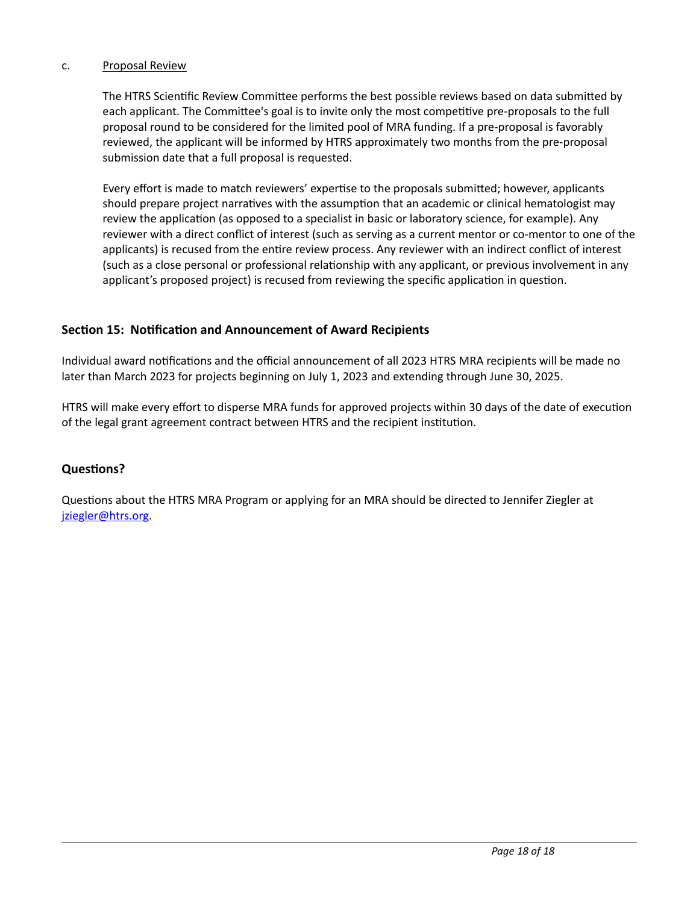c. <u>Proposal Review</u>

The HTRS Scientific Review Committee performs the best possible reviews based on data submitted by each applicant. The Committee's goal is to invite only the most competitive pre-proposals to the full proposal round to be considered for the limited pool of MRA funding. If a pre-proposal is favorably reviewed, the applicant will be informed by HTRS approximately two months from the pre-proposal submission date that a full proposal is requested.

Every effort is made to match reviewers' expertise to the proposals submitted; however, applicants should prepare project narratives with the assumption that an academic or clinical hematologist may review the application (as opposed to a specialist in basic or laboratory science, for example). Any reviewer with a direct conflict of interest (such as serving as a current mentor or co-mentor to one of the applicants) is recused from the entire review process. Any reviewer with an indirect conflict of interest (such as a close personal or professional relationship with any applicant, or previous involvement in any applicant's proposed project) is recused from reviewing the specific application in question.

## Section 15: Notification and Announcement of Award Recipients

Individual award notifications and the official announcement of all 2023 HTRS MRA recipients will be made no later than March 2023 for projects beginning on July 1, 2023 and extending through June 30, 2025.

HTRS will make every effort to disperse MRA funds for approved projects within 30 days of the date of execution of the legal grant agreement contract between HTRS and the recipient institution.

## Questions?

Questions about the HTRS MRA Program or applying for an MRA should be directed to Jennifer Ziegler at [jziegler@htrs.org](mailto:jziegler@htrs.org).